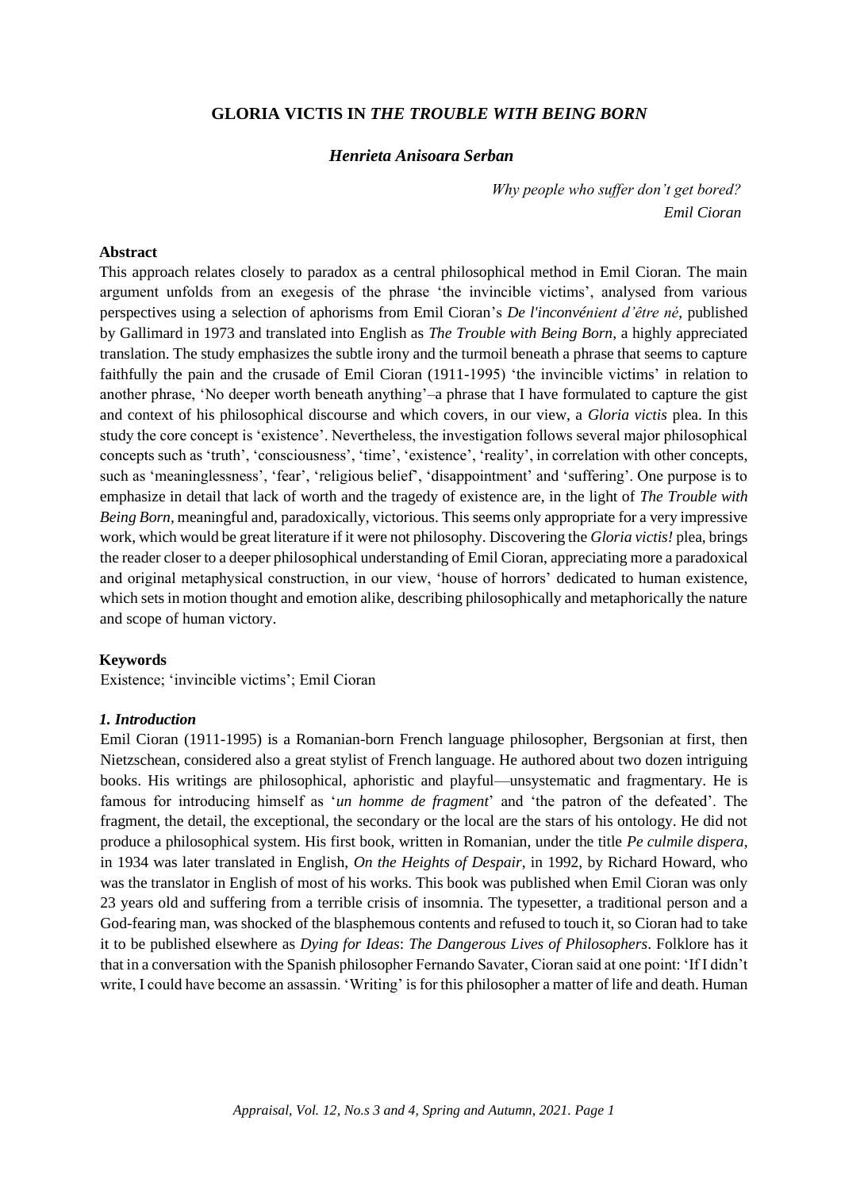# GLORIA VICTIS IN *THE TROUBLE WITH BEING BORN*

***Henrieta Anisoara Serban***

*Why people who suffer don't get bored?*
*Emil Cioran*

**Abstract**

This approach relates closely to paradox as a central philosophical method in Emil Cioran. The main argument unfolds from an exegesis of the phrase 'the invincible victims', analysed from various perspectives using a selection of aphorisms from Emil Cioran's *De l'inconvénient d'être né*, published by Gallimard in 1973 and translated into English as *The Trouble with Being Born*, a highly appreciated translation. The study emphasizes the subtle irony and the turmoil beneath a phrase that seems to capture faithfully the pain and the crusade of Emil Cioran (1911-1995) 'the invincible victims' in relation to another phrase, 'No deeper worth beneath anything'–a phrase that I have formulated to capture the gist and context of his philosophical discourse and which covers, in our view, a *Gloria victis* plea. In this study the core concept is 'existence'. Nevertheless, the investigation follows several major philosophical concepts such as 'truth', 'consciousness', 'time', 'existence', 'reality', in correlation with other concepts, such as 'meaninglessness', 'fear', 'religious belief', 'disappointment' and 'suffering'. One purpose is to emphasize in detail that lack of worth and the tragedy of existence are, in the light of *The Trouble with Being Born*, meaningful and, paradoxically, victorious. This seems only appropriate for a very impressive work, which would be great literature if it were not philosophy. Discovering the *Gloria victis!* plea, brings the reader closer to a deeper philosophical understanding of Emil Cioran, appreciating more a paradoxical and original metaphysical construction, in our view, 'house of horrors' dedicated to human existence, which sets in motion thought and emotion alike, describing philosophically and metaphorically the nature and scope of human victory.

**Keywords**

Existence; 'invincible victims'; Emil Cioran

### *1. Introduction*

Emil Cioran (1911-1995) is a Romanian-born French language philosopher, Bergsonian at first, then Nietzschean, considered also a great stylist of French language. He authored about two dozen intriguing books. His writings are philosophical, aphoristic and playful—unsystematic and fragmentary. He is famous for introducing himself as '*un homme de fragment*' and 'the patron of the defeated'. The fragment, the detail, the exceptional, the secondary or the local are the stars of his ontology. He did not produce a philosophical system. His first book, written in Romanian, under the title *Pe culmile dispera*, in 1934 was later translated in English, *On the Heights of Despair*, in 1992, by Richard Howard, who was the translator in English of most of his works. This book was published when Emil Cioran was only 23 years old and suffering from a terrible crisis of insomnia. The typesetter, a traditional person and a God-fearing man, was shocked of the blasphemous contents and refused to touch it, so Cioran had to take it to be published elsewhere as *Dying for Ideas*: *The Dangerous Lives of Philosophers*. Folklore has it that in a conversation with the Spanish philosopher Fernando Savater, Cioran said at one point: 'If I didn't write, I could have become an assassin. 'Writing' is for this philosopher a matter of life and death. Human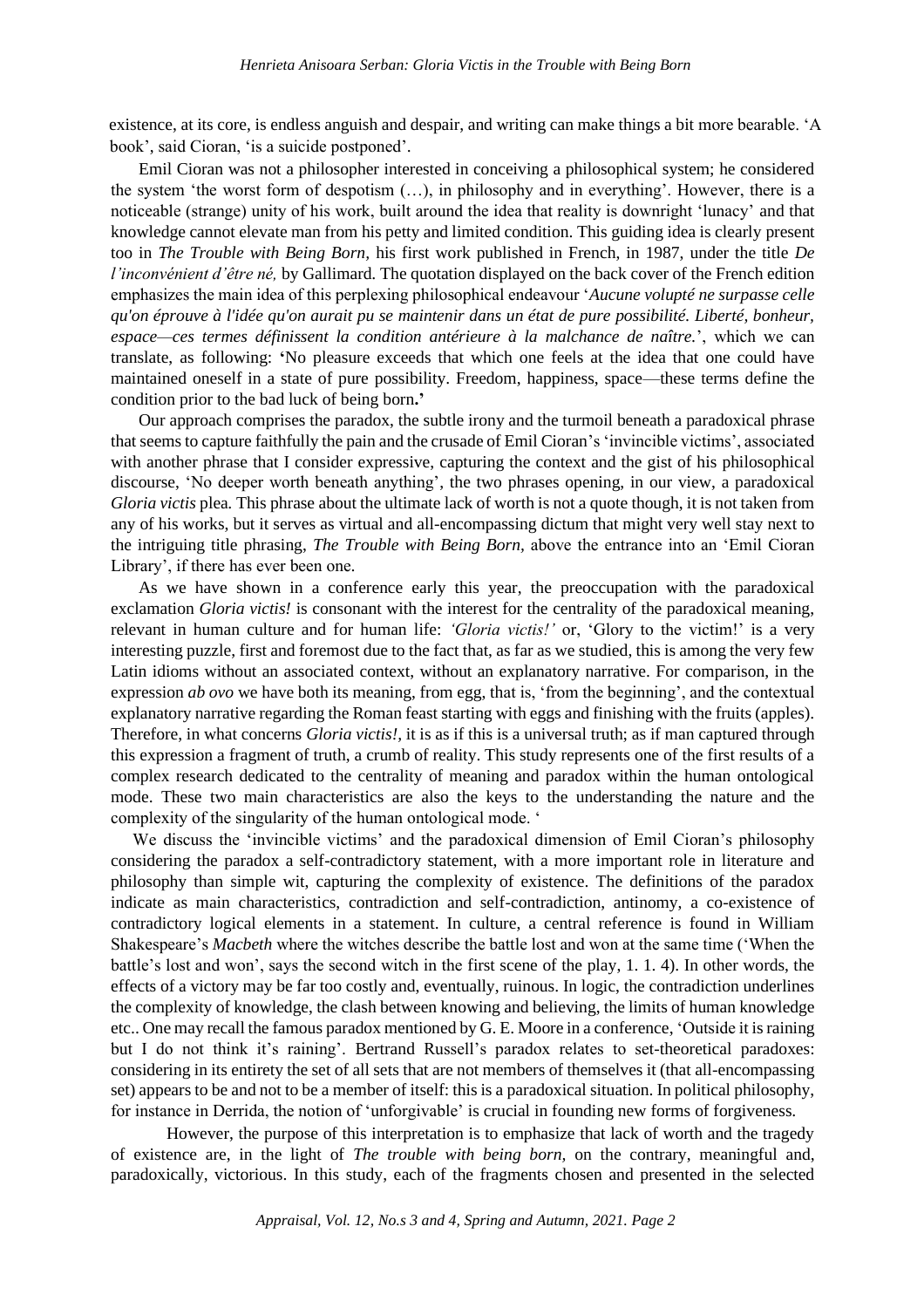existence, at its core, is endless anguish and despair, and writing can make things a bit more bearable. 'A book', said Cioran, 'is a suicide postponed'.

Emil Cioran was not a philosopher interested in conceiving a philosophical system; he considered the system 'the worst form of despotism (…), in philosophy and in everything'. However, there is a noticeable (strange) unity of his work, built around the idea that reality is downright 'lunacy' and that knowledge cannot elevate man from his petty and limited condition. This guiding idea is clearly present too in *The Trouble with Being Born,* his first work published in French, in 1987, under the title *De l'inconvénient d'être né,* by Gallimard. The quotation displayed on the back cover of the French edition emphasizes the main idea of this perplexing philosophical endeavour '*Aucune volupté ne surpasse celle qu'on éprouve à l'idée qu'on aurait pu se maintenir dans un état de pure possibilité. Liberté, bonheur, espace—ces termes définissent la condition antérieure à la malchance de naître.*', which we can translate, as following: **'**No pleasure exceeds that which one feels at the idea that one could have maintained oneself in a state of pure possibility. Freedom, happiness, space—these terms define the condition prior to the bad luck of being born**.'**

Our approach comprises the paradox, the subtle irony and the turmoil beneath a paradoxical phrase that seems to capture faithfully the pain and the crusade of Emil Cioran's 'invincible victims', associated with another phrase that I consider expressive, capturing the context and the gist of his philosophical discourse, 'No deeper worth beneath anything', the two phrases opening, in our view, a paradoxical *Gloria victis* plea. This phrase about the ultimate lack of worth is not a quote though, it is not taken from any of his works, but it serves as virtual and all-encompassing dictum that might very well stay next to the intriguing title phrasing, *The Trouble with Being Born,* above the entrance into an 'Emil Cioran Library', if there has ever been one.

As we have shown in a conference early this year, the preoccupation with the paradoxical exclamation *Gloria victis!* is consonant with the interest for the centrality of the paradoxical meaning, relevant in human culture and for human life: *'Gloria victis!'* or, 'Glory to the victim!' is a very interesting puzzle, first and foremost due to the fact that, as far as we studied, this is among the very few Latin idioms without an associated context, without an explanatory narrative. For comparison, in the expression *ab ovo* we have both its meaning, from egg, that is, 'from the beginning', and the contextual explanatory narrative regarding the Roman feast starting with eggs and finishing with the fruits (apples). Therefore, in what concerns *Gloria victis!*, it is as if this is a universal truth; as if man captured through this expression a fragment of truth, a crumb of reality. This study represents one of the first results of a complex research dedicated to the centrality of meaning and paradox within the human ontological mode. These two main characteristics are also the keys to the understanding the nature and the complexity of the singularity of the human ontological mode. '

We discuss the 'invincible victims' and the paradoxical dimension of Emil Cioran's philosophy considering the paradox a self-contradictory statement, with a more important role in literature and philosophy than simple wit, capturing the complexity of existence. The definitions of the paradox indicate as main characteristics, contradiction and self-contradiction, antinomy, a co-existence of contradictory logical elements in a statement. In culture, a central reference is found in William Shakespeare's *Macbeth* where the witches describe the battle lost and won at the same time ('When the battle's lost and won', says the second witch in the first scene of the play, 1. 1. 4). In other words, the effects of a victory may be far too costly and, eventually, ruinous. In logic, the contradiction underlines the complexity of knowledge, the clash between knowing and believing, the limits of human knowledge etc.. One may recall the famous paradox mentioned by G. E. Moore in a conference, 'Outside it is raining but I do not think it's raining'. Bertrand Russell's paradox relates to set-theoretical paradoxes: considering in its entirety the set of all sets that are not members of themselves it (that all-encompassing set) appears to be and not to be a member of itself: this is a paradoxical situation. In political philosophy, for instance in Derrida, the notion of 'unforgivable' is crucial in founding new forms of forgiveness.

However, the purpose of this interpretation is to emphasize that lack of worth and the tragedy of existence are, in the light of *The trouble with being born*, on the contrary, meaningful and, paradoxically, victorious. In this study, each of the fragments chosen and presented in the selected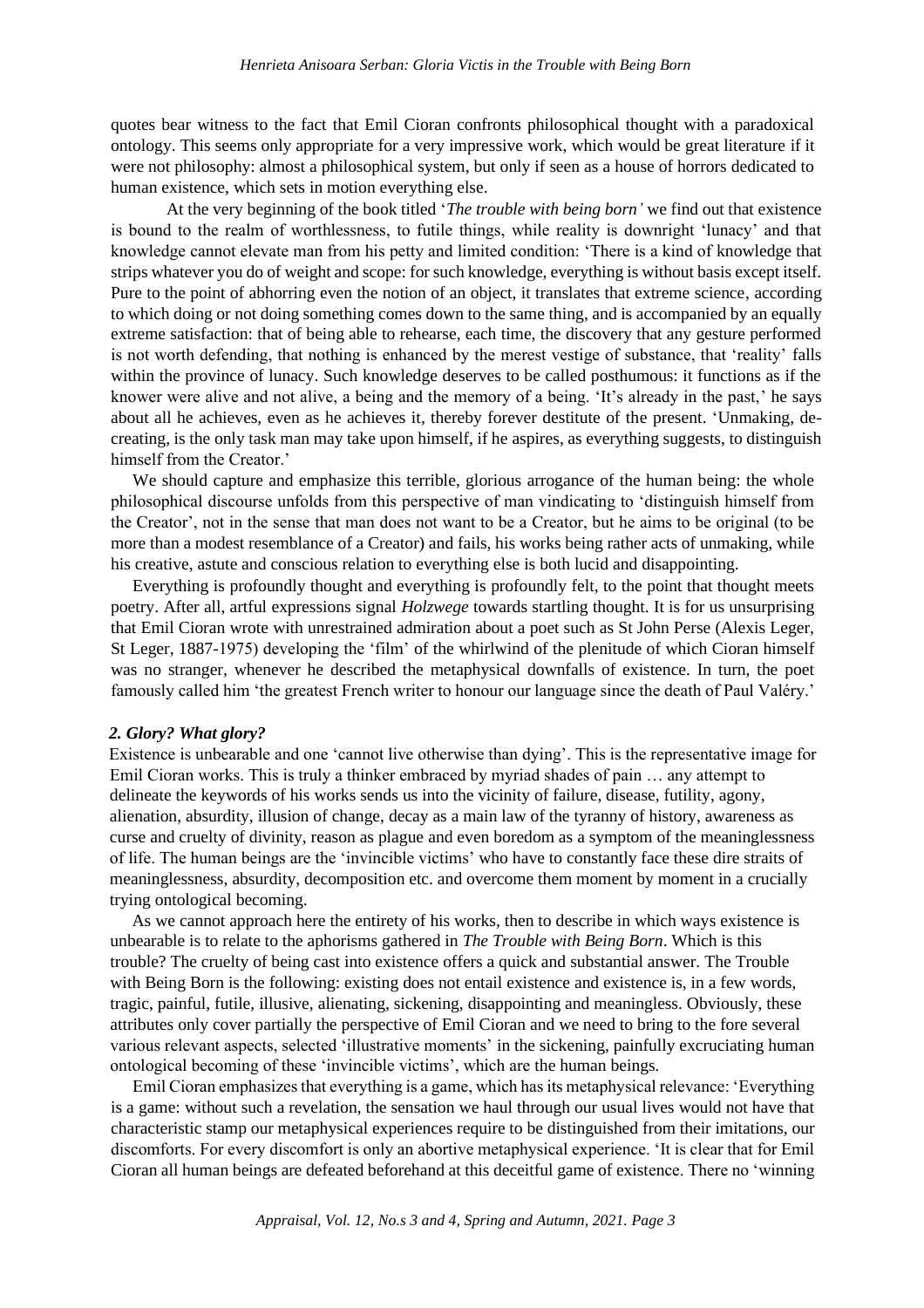quotes bear witness to the fact that Emil Cioran confronts philosophical thought with a paradoxical ontology. This seems only appropriate for a very impressive work, which would be great literature if it were not philosophy: almost a philosophical system, but only if seen as a house of horrors dedicated to human existence, which sets in motion everything else.

At the very beginning of the book titled '*The trouble with being born'* we find out that existence is bound to the realm of worthlessness, to futile things, while reality is downright 'lunacy' and that knowledge cannot elevate man from his petty and limited condition: 'There is a kind of knowledge that strips whatever you do of weight and scope: for such knowledge, everything is without basis except itself. Pure to the point of abhorring even the notion of an object, it translates that extreme science, according to which doing or not doing something comes down to the same thing, and is accompanied by an equally extreme satisfaction: that of being able to rehearse, each time, the discovery that any gesture performed is not worth defending, that nothing is enhanced by the merest vestige of substance, that 'reality' falls within the province of lunacy. Such knowledge deserves to be called posthumous: it functions as if the knower were alive and not alive, a being and the memory of a being. 'It's already in the past,' he says about all he achieves, even as he achieves it, thereby forever destitute of the present. 'Unmaking, de-creating, is the only task man may take upon himself, if he aspires, as everything suggests, to distinguish himself from the Creator.'

We should capture and emphasize this terrible, glorious arrogance of the human being: the whole philosophical discourse unfolds from this perspective of man vindicating to 'distinguish himself from the Creator', not in the sense that man does not want to be a Creator, but he aims to be original (to be more than a modest resemblance of a Creator) and fails, his works being rather acts of unmaking, while his creative, astute and conscious relation to everything else is both lucid and disappointing.

Everything is profoundly thought and everything is profoundly felt, to the point that thought meets poetry. After all, artful expressions signal *Holzwege* towards startling thought. It is for us unsurprising that Emil Cioran wrote with unrestrained admiration about a poet such as St John Perse (Alexis Leger, St Leger, 1887-1975) developing the 'film' of the whirlwind of the plenitude of which Cioran himself was no stranger, whenever he described the metaphysical downfalls of existence. In turn, the poet famously called him 'the greatest French writer to honour our language since the death of Paul Valéry.'

### *2. Glory? What glory?*

Existence is unbearable and one 'cannot live otherwise than dying'. This is the representative image for Emil Cioran works. This is truly a thinker embraced by myriad shades of pain … any attempt to delineate the keywords of his works sends us into the vicinity of failure, disease, futility, agony, alienation, absurdity, illusion of change, decay as a main law of the tyranny of history, awareness as curse and cruelty of divinity, reason as plague and even boredom as a symptom of the meaninglessness of life. The human beings are the 'invincible victims' who have to constantly face these dire straits of meaninglessness, absurdity, decomposition etc. and overcome them moment by moment in a crucially trying ontological becoming.

As we cannot approach here the entirety of his works, then to describe in which ways existence is unbearable is to relate to the aphorisms gathered in *The Trouble with Being Born*. Which is this trouble? The cruelty of being cast into existence offers a quick and substantial answer. The Trouble with Being Born is the following: existing does not entail existence and existence is, in a few words, tragic, painful, futile, illusive, alienating, sickening, disappointing and meaningless. Obviously, these attributes only cover partially the perspective of Emil Cioran and we need to bring to the fore several various relevant aspects, selected 'illustrative moments' in the sickening, painfully excruciating human ontological becoming of these 'invincible victims', which are the human beings.

Emil Cioran emphasizes that everything is a game, which has its metaphysical relevance: 'Everything is a game: without such a revelation, the sensation we haul through our usual lives would not have that characteristic stamp our metaphysical experiences require to be distinguished from their imitations, our discomforts. For every discomfort is only an abortive metaphysical experience. 'It is clear that for Emil Cioran all human beings are defeated beforehand at this deceitful game of existence. There no 'winning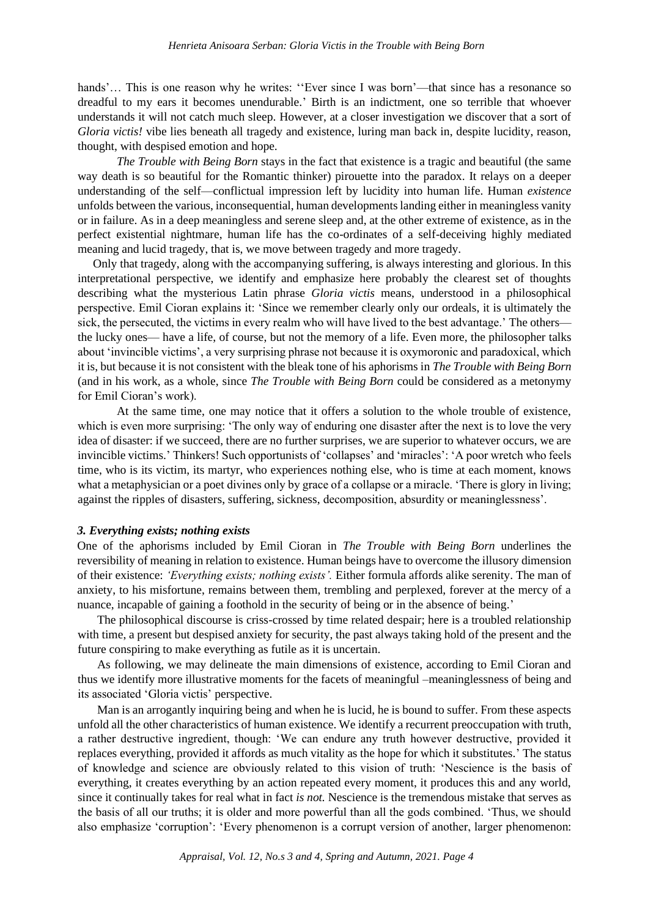hands'… This is one reason why he writes: ''Ever since I was born'—that since has a resonance so dreadful to my ears it becomes unendurable.' Birth is an indictment, one so terrible that whoever understands it will not catch much sleep. However, at a closer investigation we discover that a sort of *Gloria victis!* vibe lies beneath all tragedy and existence, luring man back in, despite lucidity, reason, thought, with despised emotion and hope.

*The Trouble with Being Born* stays in the fact that existence is a tragic and beautiful (the same way death is so beautiful for the Romantic thinker) pirouette into the paradox. It relays on a deeper understanding of the self—conflictual impression left by lucidity into human life. Human *existence* unfolds between the various, inconsequential, human developments landing either in meaningless vanity or in failure. As in a deep meaningless and serene sleep and, at the other extreme of existence, as in the perfect existential nightmare, human life has the co-ordinates of a self-deceiving highly mediated meaning and lucid tragedy, that is, we move between tragedy and more tragedy.

Only that tragedy, along with the accompanying suffering, is always interesting and glorious. In this interpretational perspective, we identify and emphasize here probably the clearest set of thoughts describing what the mysterious Latin phrase *Gloria victis* means, understood in a philosophical perspective. Emil Cioran explains it: 'Since we remember clearly only our ordeals, it is ultimately the sick, the persecuted, the victims in every realm who will have lived to the best advantage.' The others—the lucky ones— have a life, of course, but not the memory of a life. Even more, the philosopher talks about 'invincible victims', a very surprising phrase not because it is oxymoronic and paradoxical, which it is, but because it is not consistent with the bleak tone of his aphorisms in *The Trouble with Being Born* (and in his work, as a whole, since *The Trouble with Being Born* could be considered as a metonymy for Emil Cioran's work).

At the same time, one may notice that it offers a solution to the whole trouble of existence, which is even more surprising: 'The only way of enduring one disaster after the next is to love the very idea of disaster: if we succeed, there are no further surprises, we are superior to whatever occurs, we are invincible victims.' Thinkers! Such opportunists of 'collapses' and 'miracles': 'A poor wretch who feels time, who is its victim, its martyr, who experiences nothing else, who is time at each moment, knows what a metaphysician or a poet divines only by grace of a collapse or a miracle. 'There is glory in living; against the ripples of disasters, suffering, sickness, decomposition, absurdity or meaninglessness'.

### *3. Everything exists; nothing exists*

One of the aphorisms included by Emil Cioran in *The Trouble with Being Born* underlines the reversibility of meaning in relation to existence. Human beings have to overcome the illusory dimension of their existence: *'Everything exists; nothing exists'.* Either formula affords alike serenity. The man of anxiety, to his misfortune, remains between them, trembling and perplexed, forever at the mercy of a nuance, incapable of gaining a foothold in the security of being or in the absence of being.'

The philosophical discourse is criss-crossed by time related despair; here is a troubled relationship with time, a present but despised anxiety for security, the past always taking hold of the present and the future conspiring to make everything as futile as it is uncertain.

As following, we may delineate the main dimensions of existence, according to Emil Cioran and thus we identify more illustrative moments for the facets of meaningful –meaninglessness of being and its associated 'Gloria victis' perspective.

Man is an arrogantly inquiring being and when he is lucid, he is bound to suffer. From these aspects unfold all the other characteristics of human existence. We identify a recurrent preoccupation with truth, a rather destructive ingredient, though: 'We can endure any truth however destructive, provided it replaces everything, provided it affords as much vitality as the hope for which it substitutes.' The status of knowledge and science are obviously related to this vision of truth: 'Nescience is the basis of everything, it creates everything by an action repeated every moment, it produces this and any world, since it continually takes for real what in fact *is not.* Nescience is the tremendous mistake that serves as the basis of all our truths; it is older and more powerful than all the gods combined. 'Thus, we should also emphasize 'corruption': 'Every phenomenon is a corrupt version of another, larger phenomenon: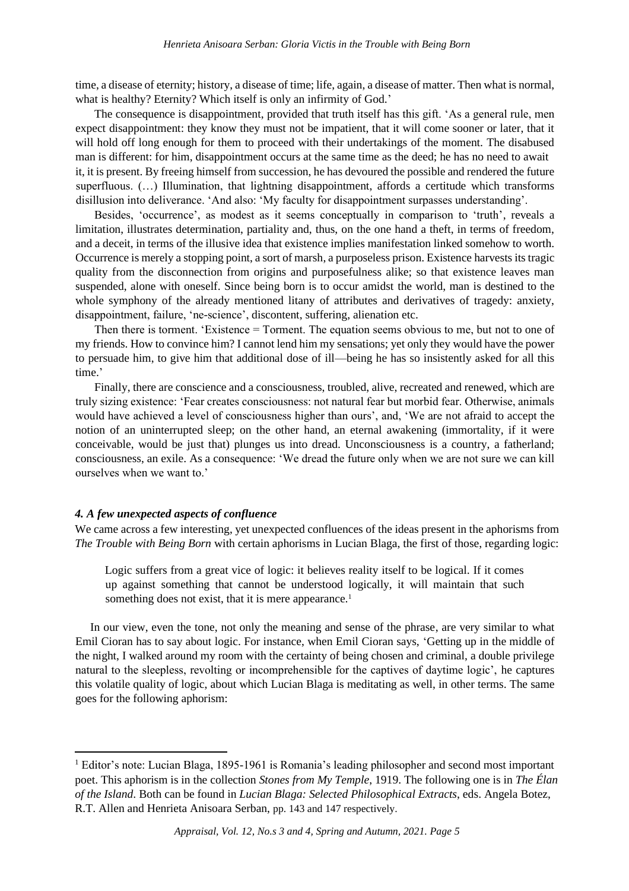time, a disease of eternity; history, a disease of time; life, again, a disease of matter. Then what is normal, what is healthy? Eternity? Which itself is only an infirmity of God.'

The consequence is disappointment, provided that truth itself has this gift. 'As a general rule, men expect disappointment: they know they must not be impatient, that it will come sooner or later, that it will hold off long enough for them to proceed with their undertakings of the moment. The disabused man is different: for him, disappointment occurs at the same time as the deed; he has no need to await it, it is present. By freeing himself from succession, he has devoured the possible and rendered the future superfluous. (…) Illumination, that lightning disappointment, affords a certitude which transforms disillusion into deliverance. 'And also: 'My faculty for disappointment surpasses understanding'.

Besides, 'occurrence', as modest as it seems conceptually in comparison to 'truth', reveals a limitation, illustrates determination, partiality and, thus, on the one hand a theft, in terms of freedom, and a deceit, in terms of the illusive idea that existence implies manifestation linked somehow to worth. Occurrence is merely a stopping point, a sort of marsh, a purposeless prison. Existence harvests its tragic quality from the disconnection from origins and purposefulness alike; so that existence leaves man suspended, alone with oneself. Since being born is to occur amidst the world, man is destined to the whole symphony of the already mentioned litany of attributes and derivatives of tragedy: anxiety, disappointment, failure, 'ne-science', discontent, suffering, alienation etc.

Then there is torment. 'Existence = Torment. The equation seems obvious to me, but not to one of my friends. How to convince him? I cannot lend him my sensations; yet only they would have the power to persuade him, to give him that additional dose of ill—being he has so insistently asked for all this time.'

Finally, there are conscience and a consciousness, troubled, alive, recreated and renewed, which are truly sizing existence: 'Fear creates consciousness: not natural fear but morbid fear. Otherwise, animals would have achieved a level of consciousness higher than ours', and, 'We are not afraid to accept the notion of an uninterrupted sleep; on the other hand, an eternal awakening (immortality, if it were conceivable, would be just that) plunges us into dread. Unconsciousness is a country, a fatherland; consciousness, an exile. As a consequence: 'We dread the future only when we are not sure we can kill ourselves when we want to.'

#### *4. A few unexpected aspects of confluence*

We came across a few interesting, yet unexpected confluences of the ideas present in the aphorisms from *The Trouble with Being Born* with certain aphorisms in Lucian Blaga, the first of those, regarding logic:

> Logic suffers from a great vice of logic: it believes reality itself to be logical. If it comes up against something that cannot be understood logically, it will maintain that such something does not exist, that it is mere appearance.[1]

In our view, even the tone, not only the meaning and sense of the phrase, are very similar to what Emil Cioran has to say about logic. For instance, when Emil Cioran says, 'Getting up in the middle of the night, I walked around my room with the certainty of being chosen and criminal, a double privilege natural to the sleepless, revolting or incomprehensible for the captives of daytime logic', he captures this volatile quality of logic, about which Lucian Blaga is meditating as well, in other terms. The same goes for the following aphorism:

---

[1] Editor's note: Lucian Blaga, 1895-1961 is Romania's leading philosopher and second most important poet. This aphorism is in the collection *Stones from My Temple*, 1919. The following one is in *The Élan of the Island*. Both can be found in *Lucian Blaga: Selected Philosophical Extracts*, eds. Angela Botez, R.T. Allen and Henrieta Anisoara Serban, pp. 143 and 147 respectively.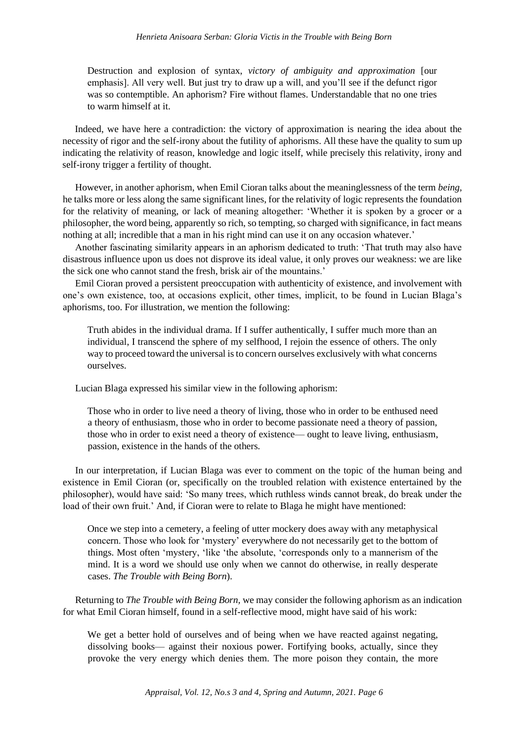> Destruction and explosion of syntax, *victory of ambiguity and approximation* [our emphasis]. All very well. But just try to draw up a will, and you'll see if the defunct rigor was so contemptible. An aphorism? Fire without flames. Understandable that no one tries to warm himself at it.

Indeed, we have here a contradiction: the victory of approximation is nearing the idea about the necessity of rigor and the self-irony about the futility of aphorisms. All these have the quality to sum up indicating the relativity of reason, knowledge and logic itself, while precisely this relativity, irony and self-irony trigger a fertility of thought.

However, in another aphorism, when Emil Cioran talks about the meaninglessness of the term *being*, he talks more or less along the same significant lines, for the relativity of logic represents the foundation for the relativity of meaning, or lack of meaning altogether: 'Whether it is spoken by a grocer or a philosopher, the word being, apparently so rich, so tempting, so charged with significance, in fact means nothing at all; incredible that a man in his right mind can use it on any occasion whatever.'

Another fascinating similarity appears in an aphorism dedicated to truth: 'That truth may also have disastrous influence upon us does not disprove its ideal value, it only proves our weakness: we are like the sick one who cannot stand the fresh, brisk air of the mountains.'

Emil Cioran proved a persistent preoccupation with authenticity of existence, and involvement with one's own existence, too, at occasions explicit, other times, implicit, to be found in Lucian Blaga's aphorisms, too. For illustration, we mention the following:

> Truth abides in the individual drama. If I suffer authentically, I suffer much more than an individual, I transcend the sphere of my selfhood, I rejoin the essence of others. The only way to proceed toward the universal is to concern ourselves exclusively with what concerns ourselves.

Lucian Blaga expressed his similar view in the following aphorism:

> Those who in order to live need a theory of living, those who in order to be enthused need a theory of enthusiasm, those who in order to become passionate need a theory of passion, those who in order to exist need a theory of existence— ought to leave living, enthusiasm, passion, existence in the hands of the others.

In our interpretation, if Lucian Blaga was ever to comment on the topic of the human being and existence in Emil Cioran (or, specifically on the troubled relation with existence entertained by the philosopher), would have said: 'So many trees, which ruthless winds cannot break, do break under the load of their own fruit.' And, if Cioran were to relate to Blaga he might have mentioned:

> Once we step into a cemetery, a feeling of utter mockery does away with any metaphysical concern. Those who look for 'mystery' everywhere do not necessarily get to the bottom of things. Most often 'mystery, 'like 'the absolute, 'corresponds only to a mannerism of the mind. It is a word we should use only when we cannot do otherwise, in really desperate cases. *The Trouble with Being Born*).

Returning to *The Trouble with Being Born*, we may consider the following aphorism as an indication for what Emil Cioran himself, found in a self-reflective mood, might have said of his work:

> We get a better hold of ourselves and of being when we have reacted against negating, dissolving books— against their noxious power. Fortifying books, actually, since they provoke the very energy which denies them. The more poison they contain, the more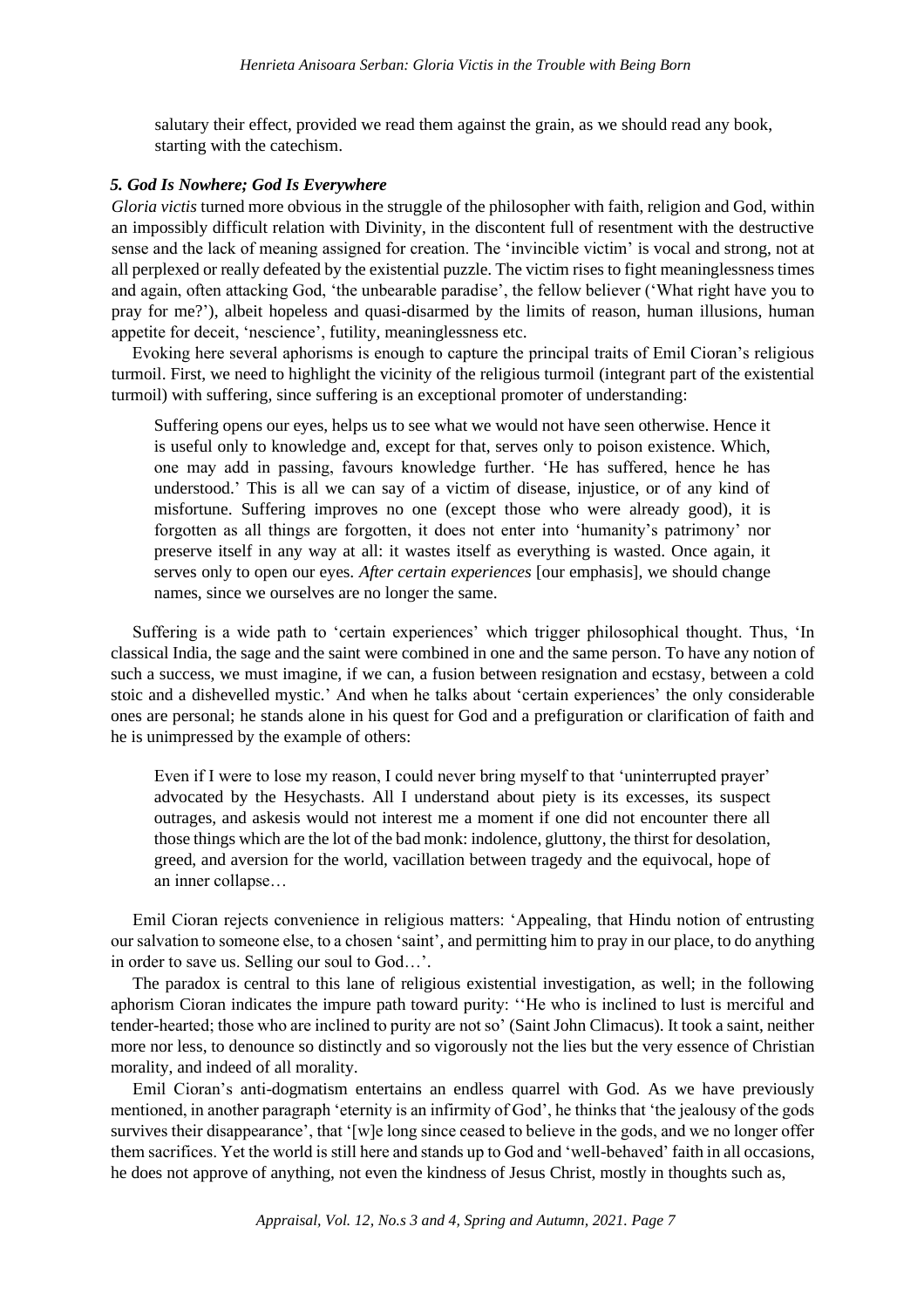> salutary their effect, provided we read them against the grain, as we should read any book, starting with the catechism.

### *5. God Is Nowhere; God Is Everywhere*

*Gloria victis* turned more obvious in the struggle of the philosopher with faith, religion and God, within an impossibly difficult relation with Divinity, in the discontent full of resentment with the destructive sense and the lack of meaning assigned for creation. The 'invincible victim' is vocal and strong, not at all perplexed or really defeated by the existential puzzle. The victim rises to fight meaninglessness times and again, often attacking God, 'the unbearable paradise', the fellow believer ('What right have you to pray for me?'), albeit hopeless and quasi-disarmed by the limits of reason, human illusions, human appetite for deceit, 'nescience', futility, meaninglessness etc.

Evoking here several aphorisms is enough to capture the principal traits of Emil Cioran's religious turmoil. First, we need to highlight the vicinity of the religious turmoil (integrant part of the existential turmoil) with suffering, since suffering is an exceptional promoter of understanding:

> Suffering opens our eyes, helps us to see what we would not have seen otherwise. Hence it is useful only to knowledge and, except for that, serves only to poison existence. Which, one may add in passing, favours knowledge further. 'He has suffered, hence he has understood.' This is all we can say of a victim of disease, injustice, or of any kind of misfortune. Suffering improves no one (except those who were already good), it is forgotten as all things are forgotten, it does not enter into 'humanity's patrimony' nor preserve itself in any way at all: it wastes itself as everything is wasted. Once again, it serves only to open our eyes. *After certain experiences* [our emphasis], we should change names, since we ourselves are no longer the same.

Suffering is a wide path to 'certain experiences' which trigger philosophical thought. Thus, 'In classical India, the sage and the saint were combined in one and the same person. To have any notion of such a success, we must imagine, if we can, a fusion between resignation and ecstasy, between a cold stoic and a dishevelled mystic.' And when he talks about 'certain experiences' the only considerable ones are personal; he stands alone in his quest for God and a prefiguration or clarification of faith and he is unimpressed by the example of others:

> Even if I were to lose my reason, I could never bring myself to that 'uninterrupted prayer' advocated by the Hesychasts. All I understand about piety is its excesses, its suspect outrages, and askesis would not interest me a moment if one did not encounter there all those things which are the lot of the bad monk: indolence, gluttony, the thirst for desolation, greed, and aversion for the world, vacillation between tragedy and the equivocal, hope of an inner collapse…

Emil Cioran rejects convenience in religious matters: 'Appealing, that Hindu notion of entrusting our salvation to someone else, to a chosen 'saint', and permitting him to pray in our place, to do anything in order to save us. Selling our soul to God…'.

The paradox is central to this lane of religious existential investigation, as well; in the following aphorism Cioran indicates the impure path toward purity: ''He who is inclined to lust is merciful and tender-hearted; those who are inclined to purity are not so' (Saint John Climacus). It took a saint, neither more nor less, to denounce so distinctly and so vigorously not the lies but the very essence of Christian morality, and indeed of all morality.

Emil Cioran's anti-dogmatism entertains an endless quarrel with God. As we have previously mentioned, in another paragraph 'eternity is an infirmity of God', he thinks that 'the jealousy of the gods survives their disappearance', that '[w]e long since ceased to believe in the gods, and we no longer offer them sacrifices. Yet the world is still here and stands up to God and 'well-behaved' faith in all occasions, he does not approve of anything, not even the kindness of Jesus Christ, mostly in thoughts such as,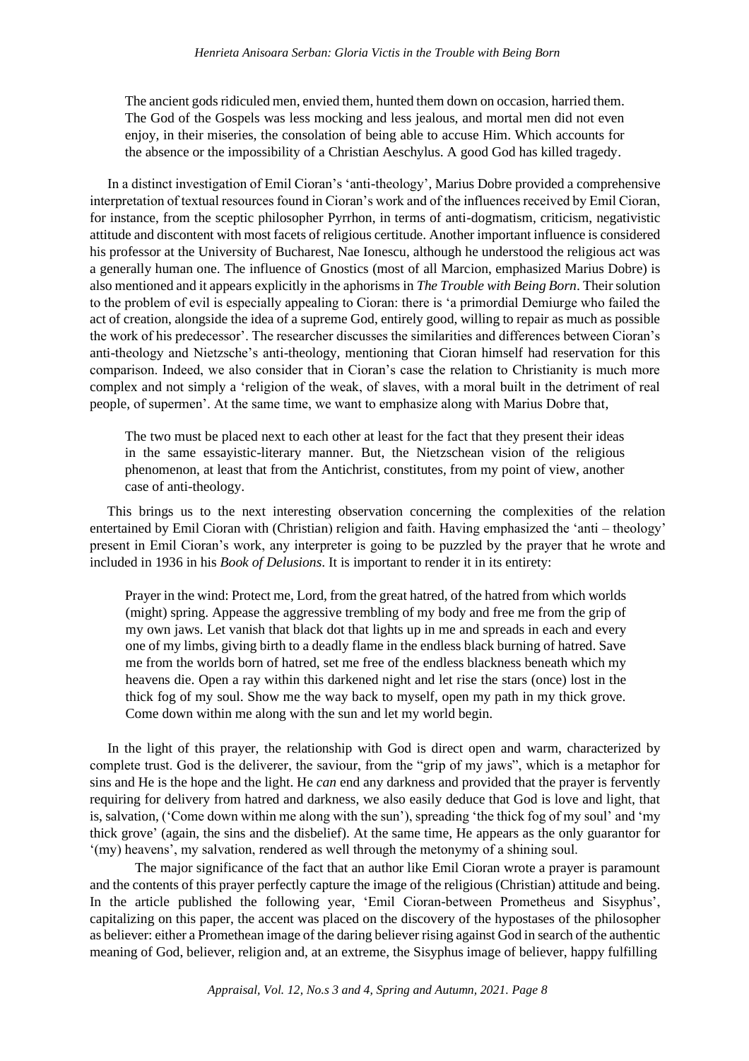> The ancient gods ridiculed men, envied them, hunted them down on occasion, harried them. The God of the Gospels was less mocking and less jealous, and mortal men did not even enjoy, in their miseries, the consolation of being able to accuse Him. Which accounts for the absence or the impossibility of a Christian Aeschylus. A good God has killed tragedy.

In a distinct investigation of Emil Cioran's 'anti-theology', Marius Dobre provided a comprehensive interpretation of textual resources found in Cioran's work and of the influences received by Emil Cioran, for instance, from the sceptic philosopher Pyrrhon, in terms of anti-dogmatism, criticism, negativistic attitude and discontent with most facets of religious certitude. Another important influence is considered his professor at the University of Bucharest, Nae Ionescu, although he understood the religious act was a generally human one. The influence of Gnostics (most of all Marcion, emphasized Marius Dobre) is also mentioned and it appears explicitly in the aphorisms in *The Trouble with Being Born*. Their solution to the problem of evil is especially appealing to Cioran: there is 'a primordial Demiurge who failed the act of creation, alongside the idea of a supreme God, entirely good, willing to repair as much as possible the work of his predecessor'. The researcher discusses the similarities and differences between Cioran's anti-theology and Nietzsche's anti-theology, mentioning that Cioran himself had reservation for this comparison. Indeed, we also consider that in Cioran's case the relation to Christianity is much more complex and not simply a 'religion of the weak, of slaves, with a moral built in the detriment of real people, of supermen'. At the same time, we want to emphasize along with Marius Dobre that,

> The two must be placed next to each other at least for the fact that they present their ideas in the same essayistic-literary manner. But, the Nietzschean vision of the religious phenomenon, at least that from the Antichrist, constitutes, from my point of view, another case of anti-theology.

This brings us to the next interesting observation concerning the complexities of the relation entertained by Emil Cioran with (Christian) religion and faith. Having emphasized the 'anti – theology' present in Emil Cioran's work, any interpreter is going to be puzzled by the prayer that he wrote and included in 1936 in his *Book of Delusions*. It is important to render it in its entirety:

> Prayer in the wind: Protect me, Lord, from the great hatred, of the hatred from which worlds (might) spring. Appease the aggressive trembling of my body and free me from the grip of my own jaws. Let vanish that black dot that lights up in me and spreads in each and every one of my limbs, giving birth to a deadly flame in the endless black burning of hatred. Save me from the worlds born of hatred, set me free of the endless blackness beneath which my heavens die. Open a ray within this darkened night and let rise the stars (once) lost in the thick fog of my soul. Show me the way back to myself, open my path in my thick grove. Come down within me along with the sun and let my world begin.

In the light of this prayer, the relationship with God is direct open and warm, characterized by complete trust. God is the deliverer, the saviour, from the "grip of my jaws", which is a metaphor for sins and He is the hope and the light. He *can* end any darkness and provided that the prayer is fervently requiring for delivery from hatred and darkness, we also easily deduce that God is love and light, that is, salvation, ('Come down within me along with the sun'), spreading 'the thick fog of my soul' and 'my thick grove' (again, the sins and the disbelief). At the same time, He appears as the only guarantor for '(my) heavens', my salvation, rendered as well through the metonymy of a shining soul.

The major significance of the fact that an author like Emil Cioran wrote a prayer is paramount and the contents of this prayer perfectly capture the image of the religious (Christian) attitude and being. In the article published the following year, 'Emil Cioran-between Prometheus and Sisyphus', capitalizing on this paper, the accent was placed on the discovery of the hypostases of the philosopher as believer: either a Promethean image of the daring believer rising against God in search of the authentic meaning of God, believer, religion and, at an extreme, the Sisyphus image of believer, happy fulfilling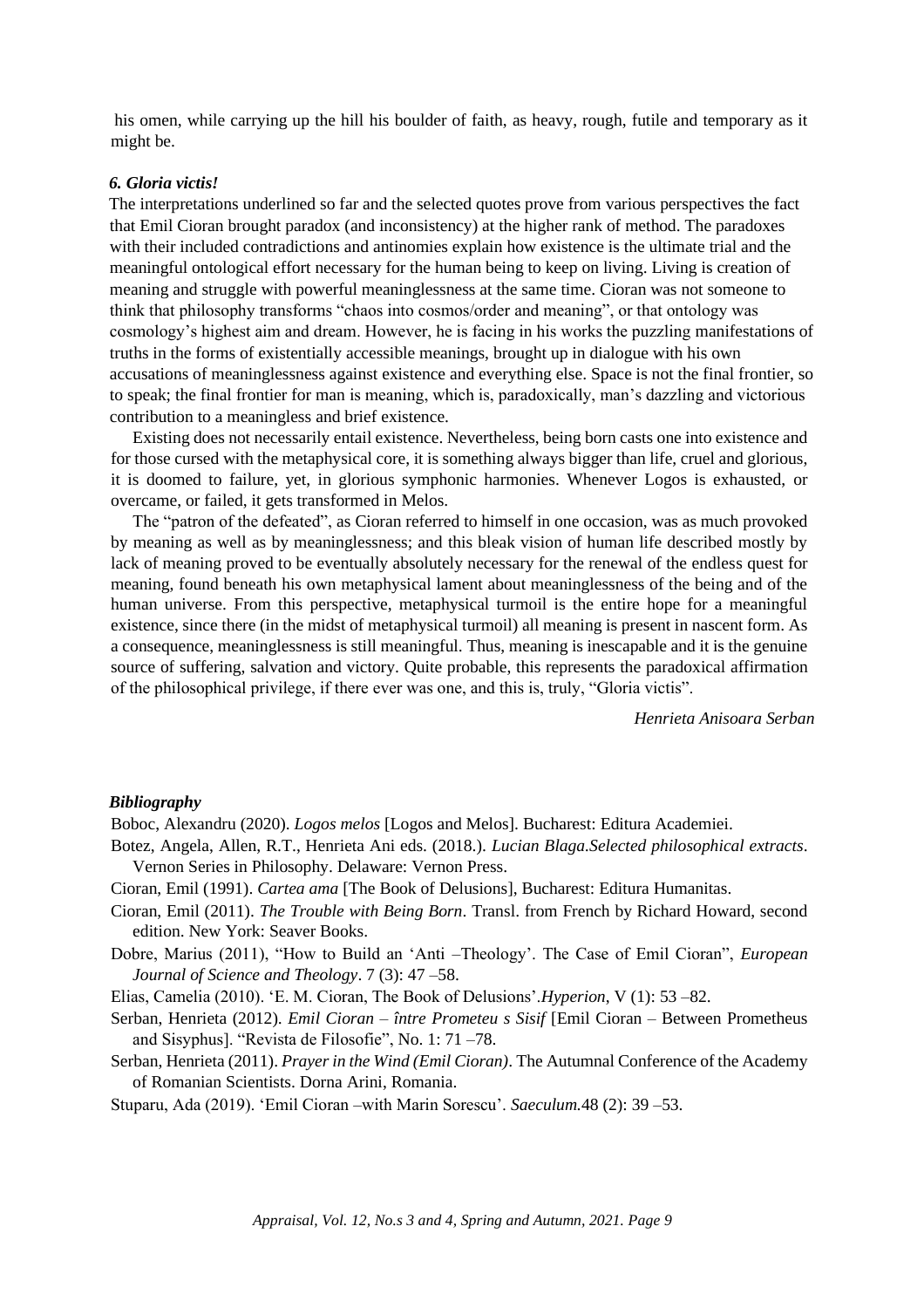his omen, while carrying up the hill his boulder of faith, as heavy, rough, futile and temporary as it might be.

### *6. Gloria victis!*

The interpretations underlined so far and the selected quotes prove from various perspectives the fact that Emil Cioran brought paradox (and inconsistency) at the higher rank of method. The paradoxes with their included contradictions and antinomies explain how existence is the ultimate trial and the meaningful ontological effort necessary for the human being to keep on living. Living is creation of meaning and struggle with powerful meaninglessness at the same time. Cioran was not someone to think that philosophy transforms "chaos into cosmos/order and meaning", or that ontology was cosmology's highest aim and dream. However, he is facing in his works the puzzling manifestations of truths in the forms of existentially accessible meanings, brought up in dialogue with his own accusations of meaninglessness against existence and everything else. Space is not the final frontier, so to speak; the final frontier for man is meaning, which is, paradoxically, man's dazzling and victorious contribution to a meaningless and brief existence.

Existing does not necessarily entail existence. Nevertheless, being born casts one into existence and for those cursed with the metaphysical core, it is something always bigger than life, cruel and glorious, it is doomed to failure, yet, in glorious symphonic harmonies. Whenever Logos is exhausted, or overcame, or failed, it gets transformed in Melos.

The "patron of the defeated", as Cioran referred to himself in one occasion, was as much provoked by meaning as well as by meaninglessness; and this bleak vision of human life described mostly by lack of meaning proved to be eventually absolutely necessary for the renewal of the endless quest for meaning, found beneath his own metaphysical lament about meaninglessness of the being and of the human universe. From this perspective, metaphysical turmoil is the entire hope for a meaningful existence, since there (in the midst of metaphysical turmoil) all meaning is present in nascent form. As a consequence, meaninglessness is still meaningful. Thus, meaning is inescapable and it is the genuine source of suffering, salvation and victory. Quite probable, this represents the paradoxical affirmation of the philosophical privilege, if there ever was one, and this is, truly, "Gloria victis".

*Henrieta Anisoara Serban*

### *Bibliography*

Boboc, Alexandru (2020). *Logos melos* [Logos and Melos]. Bucharest: Editura Academiei.

Botez, Angela, Allen, R.T., Henrieta Ani eds. (2018.). *Lucian Blaga.Selected philosophical extracts*. Vernon Series in Philosophy. Delaware: Vernon Press.

Cioran, Emil (1991). *Cartea ama* [The Book of Delusions], Bucharest: Editura Humanitas.

Cioran, Emil (2011). *The Trouble with Being Born*. Transl. from French by Richard Howard, second edition. New York: Seaver Books.

Dobre, Marius (2011), "How to Build an 'Anti –Theology'. The Case of Emil Cioran", *European Journal of Science and Theology*. 7 (3): 47 –58.

Elias, Camelia (2010). 'E. M. Cioran, The Book of Delusions'.*Hyperion*, V (1): 53 –82.

Serban, Henrieta (2012). *Emil Cioran – între Prometeu s Sisif* [Emil Cioran – Between Prometheus and Sisyphus]. "Revista de Filosofie", No. 1: 71 –78.

Serban, Henrieta (2011). *Prayer in the Wind (Emil Cioran)*. The Autumnal Conference of the Academy of Romanian Scientists. Dorna Arini, Romania.

Stuparu, Ada (2019). 'Emil Cioran –with Marin Sorescu'. *Saeculum.*48 (2): 39 –53.